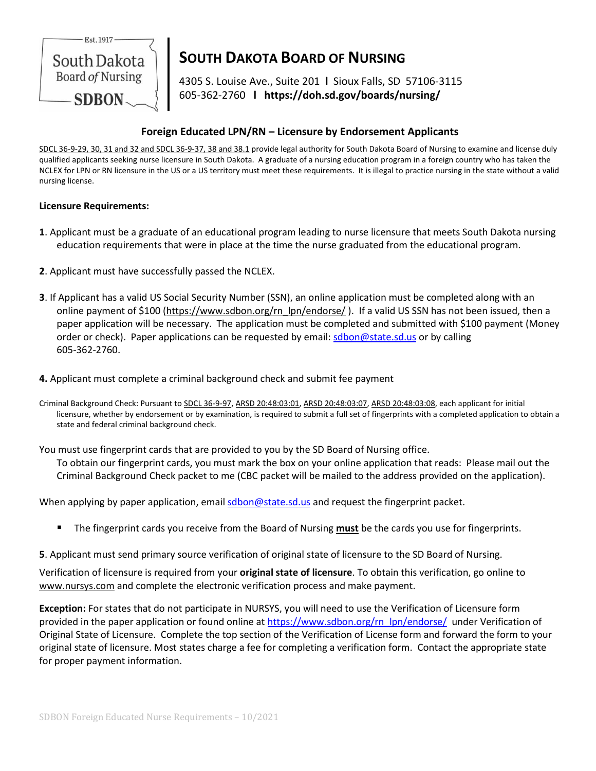South Dakota Board of Nursing SDBON Est. 1917

# SOUTH DAKOTA BOARD OF NURSING

4305 S. Louise Ave., Suite 201 | Sioux Falls, SD 57106-3115
605-362-2760 | **https://doh.sd.gov/boards/nursing/**

## Foreign Educated LPN/RN – Licensure by Endorsement Applicants

SDCL 36-9-29, 30, 31 and 32 and SDCL 36-9-37, 38 and 38.1 provide legal authority for South Dakota Board of Nursing to examine and license duly qualified applicants seeking nurse licensure in South Dakota. A graduate of a nursing education program in a foreign country who has taken the NCLEX for LPN or RN licensure in the US or a US territory must meet these requirements. It is illegal to practice nursing in the state without a valid nursing license.

**Licensure Requirements:**

**1**. Applicant must be a graduate of an educational program leading to nurse licensure that meets South Dakota nursing education requirements that were in place at the time the nurse graduated from the educational program.

**2**. Applicant must have successfully passed the NCLEX.

**3**. If Applicant has a valid US Social Security Number (SSN), an online application must be completed along with an online payment of $100 (https://www.sdbon.org/rn_lpn/endorse/ ). If a valid US SSN has not been issued, then a paper application will be necessary. The application must be completed and submitted with $100 payment (Money order or check). Paper applications can be requested by email: sdbon@state.sd.us or by calling 605-362-2760.

**4.** Applicant must complete a criminal background check and submit fee payment

Criminal Background Check: Pursuant to SDCL 36-9-97, ARSD 20:48:03:01, ARSD 20:48:03:07, ARSD 20:48:03:08, each applicant for initial licensure, whether by endorsement or by examination, is required to submit a full set of fingerprints with a completed application to obtain a state and federal criminal background check.

You must use fingerprint cards that are provided to you by the SD Board of Nursing office.
To obtain our fingerprint cards, you must mark the box on your online application that reads: Please mail out the Criminal Background Check packet to me (CBC packet will be mailed to the address provided on the application).

When applying by paper application, email sdbon@state.sd.us and request the fingerprint packet.

- The fingerprint cards you receive from the Board of Nursing **must** be the cards you use for fingerprints.

**5**. Applicant must send primary source verification of original state of licensure to the SD Board of Nursing.

Verification of licensure is required from your **original state of licensure**. To obtain this verification, go online to www.nursys.com and complete the electronic verification process and make payment.

**Exception:** For states that do not participate in NURSYS, you will need to use the Verification of Licensure form provided in the paper application or found online at https://www.sdbon.org/rn_lpn/endorse/ under Verification of Original State of Licensure. Complete the top section of the Verification of License form and forward the form to your original state of licensure. Most states charge a fee for completing a verification form. Contact the appropriate state for proper payment information.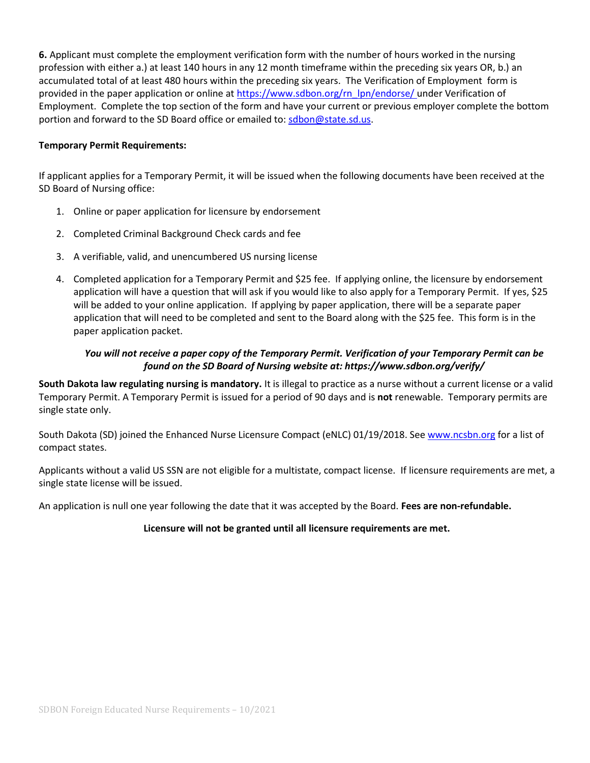**6.** Applicant must complete the employment verification form with the number of hours worked in the nursing profession with either a.) at least 140 hours in any 12 month timeframe within the preceding six years OR, b.) an accumulated total of at least 480 hours within the preceding six years. The Verification of Employment form is provided in the paper application or online at https://www.sdbon.org/rn_lpn/endorse/ under Verification of Employment. Complete the top section of the form and have your current or previous employer complete the bottom portion and forward to the SD Board office or emailed to: sdbon@state.sd.us.

**Temporary Permit Requirements:**

If applicant applies for a Temporary Permit, it will be issued when the following documents have been received at the SD Board of Nursing office:

1. Online or paper application for licensure by endorsement
2. Completed Criminal Background Check cards and fee
3. A verifiable, valid, and unencumbered US nursing license
4. Completed application for a Temporary Permit and $25 fee. If applying online, the licensure by endorsement application will have a question that will ask if you would like to also apply for a Temporary Permit. If yes, $25 will be added to your online application. If applying by paper application, there will be a separate paper application that will need to be completed and sent to the Board along with the $25 fee. This form is in the paper application packet.

***You will not receive a paper copy of the Temporary Permit. Verification of your Temporary Permit can be found on the SD Board of Nursing website at: https://www.sdbon.org/verify/***

**South Dakota law regulating nursing is mandatory.** It is illegal to practice as a nurse without a current license or a valid Temporary Permit. A Temporary Permit is issued for a period of 90 days and is **not** renewable. Temporary permits are single state only.

South Dakota (SD) joined the Enhanced Nurse Licensure Compact (eNLC) 01/19/2018. See www.ncsbn.org for a list of compact states.

Applicants without a valid US SSN are not eligible for a multistate, compact license. If licensure requirements are met, a single state license will be issued.

An application is null one year following the date that it was accepted by the Board. **Fees are non-refundable.**

**Licensure will not be granted until all licensure requirements are met.**